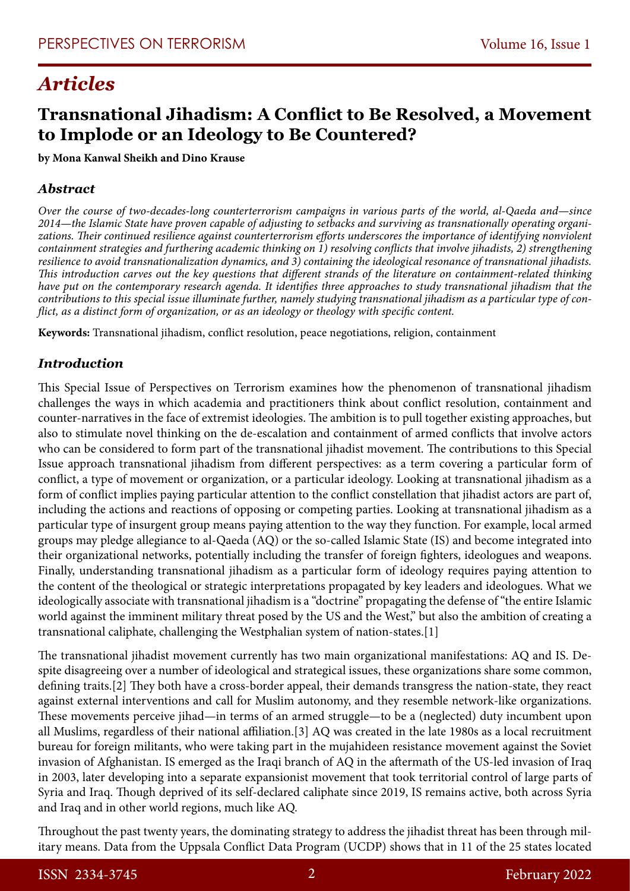## *Articles*

# Transnational Jihadism: A Conflict to Be Resolved, a Movement to Implode or an Ideology to Be Countered?

**by Mona Kanwal Sheikh and Dino Krause**

### *Abstract*

*Over the course of two-decades-long counterterrorism campaigns in various parts of the world, al-Qaeda and—since 2014—the Islamic State have proven capable of adjusting to setbacks and surviving as transnationally operating organizations. Their continued resilience against counterterrorism efforts underscores the importance of identifying nonviolent containment strategies and furthering academic thinking on 1) resolving conflicts that involve jihadists, 2) strengthening resilience to avoid transnationalization dynamics, and 3) containing the ideological resonance of transnational jihadists. This introduction carves out the key questions that different strands of the literature on containment-related thinking have put on the contemporary research agenda. It identifies three approaches to study transnational jihadism that the contributions to this special issue illuminate further, namely studying transnational jihadism as a particular type of conflict, as a distinct form of organization, or as an ideology or theology with specific content.*

**Keywords:** Transnational jihadism, conflict resolution, peace negotiations, religion, containment

### *Introduction*

This Special Issue of Perspectives on Terrorism examines how the phenomenon of transnational jihadism challenges the ways in which academia and practitioners think about conflict resolution, containment and counter-narratives in the face of extremist ideologies. The ambition is to pull together existing approaches, but also to stimulate novel thinking on the de-escalation and containment of armed conflicts that involve actors who can be considered to form part of the transnational jihadist movement. The contributions to this Special Issue approach transnational jihadism from different perspectives: as a term covering a particular form of conflict, a type of movement or organization, or a particular ideology. Looking at transnational jihadism as a form of conflict implies paying particular attention to the conflict constellation that jihadist actors are part of, including the actions and reactions of opposing or competing parties. Looking at transnational jihadism as a particular type of insurgent group means paying attention to the way they function. For example, local armed groups may pledge allegiance to al-Qaeda (AQ) or the so-called Islamic State (IS) and become integrated into their organizational networks, potentially including the transfer of foreign fighters, ideologues and weapons. Finally, understanding transnational jihadism as a particular form of ideology requires paying attention to the content of the theological or strategic interpretations propagated by key leaders and ideologues. What we ideologically associate with transnational jihadism is a "doctrine" propagating the defense of "the entire Islamic world against the imminent military threat posed by the US and the West," but also the ambition of creating a transnational caliphate, challenging the Westphalian system of nation-states.[1]

The transnational jihadist movement currently has two main organizational manifestations: AQ and IS. Despite disagreeing over a number of ideological and strategical issues, these organizations share some common, defining traits.[2] They both have a cross-border appeal, their demands transgress the nation-state, they react against external interventions and call for Muslim autonomy, and they resemble network-like organizations. These movements perceive jihad—in terms of an armed struggle—to be a (neglected) duty incumbent upon all Muslims, regardless of their national affiliation.[3] AQ was created in the late 1980s as a local recruitment bureau for foreign militants, who were taking part in the mujahideen resistance movement against the Soviet invasion of Afghanistan. IS emerged as the Iraqi branch of AQ in the aftermath of the US-led invasion of Iraq in 2003, later developing into a separate expansionist movement that took territorial control of large parts of Syria and Iraq. Though deprived of its self-declared caliphate since 2019, IS remains active, both across Syria and Iraq and in other world regions, much like AQ.

Throughout the past twenty years, the dominating strategy to address the jihadist threat has been through military means. Data from the Uppsala Conflict Data Program (UCDP) shows that in 11 of the 25 states located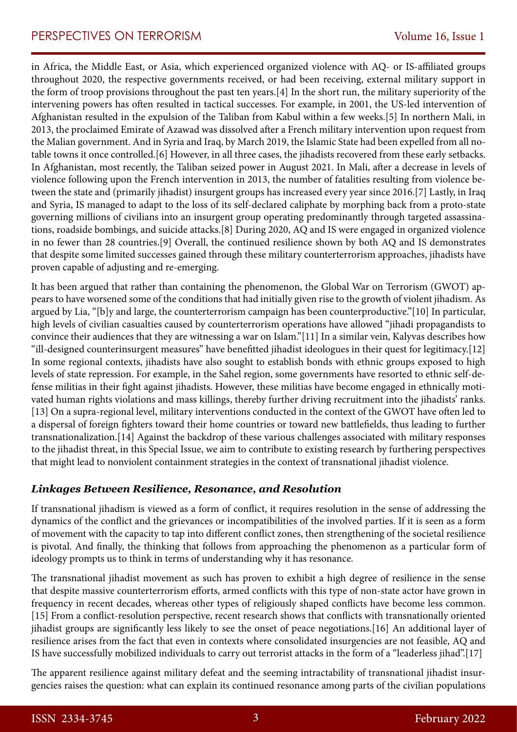in Africa, the Middle East, or Asia, which experienced organized violence with AQ- or IS-affiliated groups throughout 2020, the respective governments received, or had been receiving, external military support in the form of troop provisions throughout the past ten years.[4] In the short run, the military superiority of the intervening powers has often resulted in tactical successes. For example, in 2001, the US-led intervention of Afghanistan resulted in the expulsion of the Taliban from Kabul within a few weeks.[5] In northern Mali, in 2013, the proclaimed Emirate of Azawad was dissolved after a French military intervention upon request from the Malian government. And in Syria and Iraq, by March 2019, the Islamic State had been expelled from all notable towns it once controlled.[6] However, in all three cases, the jihadists recovered from these early setbacks. In Afghanistan, most recently, the Taliban seized power in August 2021. In Mali, after a decrease in levels of violence following upon the French intervention in 2013, the number of fatalities resulting from violence between the state and (primarily jihadist) insurgent groups has increased every year since 2016.[7] Lastly, in Iraq and Syria, IS managed to adapt to the loss of its self-declared caliphate by morphing back from a proto-state governing millions of civilians into an insurgent group operating predominantly through targeted assassinations, roadside bombings, and suicide attacks.[8] During 2020, AQ and IS were engaged in organized violence in no fewer than 28 countries.[9] Overall, the continued resilience shown by both AQ and IS demonstrates that despite some limited successes gained through these military counterterrorism approaches, jihadists have proven capable of adjusting and re-emerging.

It has been argued that rather than containing the phenomenon, the Global War on Terrorism (GWOT) appears to have worsened some of the conditions that had initially given rise to the growth of violent jihadism. As argued by Lia, "[b]y and large, the counterterrorism campaign has been counterproductive."[10] In particular, high levels of civilian casualties caused by counterterrorism operations have allowed "jihadi propagandists to convince their audiences that they are witnessing a war on Islam."[11] In a similar vein, Kalyvas describes how "ill-designed counterinsurgent measures" have benefitted jihadist ideologues in their quest for legitimacy.[12] In some regional contexts, jihadists have also sought to establish bonds with ethnic groups exposed to high levels of state repression. For example, in the Sahel region, some governments have resorted to ethnic self-defense militias in their fight against jihadists. However, these militias have become engaged in ethnically motivated human rights violations and mass killings, thereby further driving recruitment into the jihadists' ranks.[13] On a supra-regional level, military interventions conducted in the context of the GWOT have often led to a dispersal of foreign fighters toward their home countries or toward new battlefields, thus leading to further transnationalization.[14] Against the backdrop of these various challenges associated with military responses to the jihadist threat, in this Special Issue, we aim to contribute to existing research by furthering perspectives that might lead to nonviolent containment strategies in the context of transnational jihadist violence.

### *Linkages Between Resilience, Resonance, and Resolution*

If transnational jihadism is viewed as a form of conflict, it requires resolution in the sense of addressing the dynamics of the conflict and the grievances or incompatibilities of the involved parties. If it is seen as a form of movement with the capacity to tap into different conflict zones, then strengthening of the societal resilience is pivotal. And finally, the thinking that follows from approaching the phenomenon as a particular form of ideology prompts us to think in terms of understanding why it has resonance.

The transnational jihadist movement as such has proven to exhibit a high degree of resilience in the sense that despite massive counterterrorism efforts, armed conflicts with this type of non-state actor have grown in frequency in recent decades, whereas other types of religiously shaped conflicts have become less common.[15] From a conflict-resolution perspective, recent research shows that conflicts with transnationally oriented jihadist groups are significantly less likely to see the onset of peace negotiations.[16] An additional layer of resilience arises from the fact that even in contexts where consolidated insurgencies are not feasible, AQ and IS have successfully mobilized individuals to carry out terrorist attacks in the form of a "leaderless jihad".[17]

The apparent resilience against military defeat and the seeming intractability of transnational jihadist insurgencies raises the question: what can explain its continued resonance among parts of the civilian populations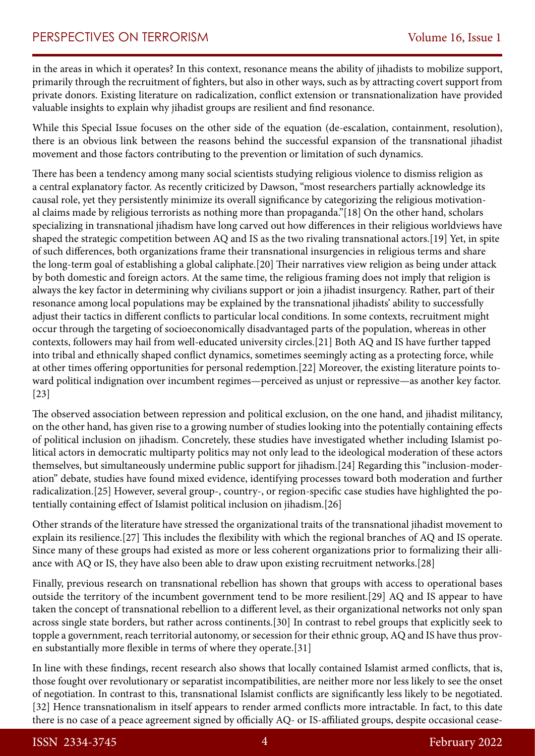in the areas in which it operates? In this context, resonance means the ability of jihadists to mobilize support, primarily through the recruitment of fighters, but also in other ways, such as by attracting covert support from private donors. Existing literature on radicalization, conflict extension or transnationalization have provided valuable insights to explain why jihadist groups are resilient and find resonance.

While this Special Issue focuses on the other side of the equation (de-escalation, containment, resolution), there is an obvious link between the reasons behind the successful expansion of the transnational jihadist movement and those factors contributing to the prevention or limitation of such dynamics.

There has been a tendency among many social scientists studying religious violence to dismiss religion as a central explanatory factor. As recently criticized by Dawson, "most researchers partially acknowledge its causal role, yet they persistently minimize its overall significance by categorizing the religious motivational claims made by religious terrorists as nothing more than propaganda."[18] On the other hand, scholars specializing in transnational jihadism have long carved out how differences in their religious worldviews have shaped the strategic competition between AQ and IS as the two rivaling transnational actors.[19] Yet, in spite of such differences, both organizations frame their transnational insurgencies in religious terms and share the long-term goal of establishing a global caliphate.[20] Their narratives view religion as being under attack by both domestic and foreign actors. At the same time, the religious framing does not imply that religion is always the key factor in determining why civilians support or join a jihadist insurgency. Rather, part of their resonance among local populations may be explained by the transnational jihadists' ability to successfully adjust their tactics in different conflicts to particular local conditions. In some contexts, recruitment might occur through the targeting of socioeconomically disadvantaged parts of the population, whereas in other contexts, followers may hail from well-educated university circles.[21] Both AQ and IS have further tapped into tribal and ethnically shaped conflict dynamics, sometimes seemingly acting as a protecting force, while at other times offering opportunities for personal redemption.[22] Moreover, the existing literature points toward political indignation over incumbent regimes—perceived as unjust or repressive—as another key factor.[23]

The observed association between repression and political exclusion, on the one hand, and jihadist militancy, on the other hand, has given rise to a growing number of studies looking into the potentially containing effects of political inclusion on jihadism. Concretely, these studies have investigated whether including Islamist political actors in democratic multiparty politics may not only lead to the ideological moderation of these actors themselves, but simultaneously undermine public support for jihadism.[24] Regarding this "inclusion-moderation" debate, studies have found mixed evidence, identifying processes toward both moderation and further radicalization.[25] However, several group-, country-, or region-specific case studies have highlighted the potentially containing effect of Islamist political inclusion on jihadism.[26]

Other strands of the literature have stressed the organizational traits of the transnational jihadist movement to explain its resilience.[27] This includes the flexibility with which the regional branches of AQ and IS operate. Since many of these groups had existed as more or less coherent organizations prior to formalizing their alliance with AQ or IS, they have also been able to draw upon existing recruitment networks.[28]

Finally, previous research on transnational rebellion has shown that groups with access to operational bases outside the territory of the incumbent government tend to be more resilient.[29] AQ and IS appear to have taken the concept of transnational rebellion to a different level, as their organizational networks not only span across single state borders, but rather across continents.[30] In contrast to rebel groups that explicitly seek to topple a government, reach territorial autonomy, or secession for their ethnic group, AQ and IS have thus proven substantially more flexible in terms of where they operate.[31]

In line with these findings, recent research also shows that locally contained Islamist armed conflicts, that is, those fought over revolutionary or separatist incompatibilities, are neither more nor less likely to see the onset of negotiation. In contrast to this, transnational Islamist conflicts are significantly less likely to be negotiated.[32] Hence transnationalism in itself appears to render armed conflicts more intractable. In fact, to this date there is no case of a peace agreement signed by officially AQ- or IS-affiliated groups, despite occasional cease-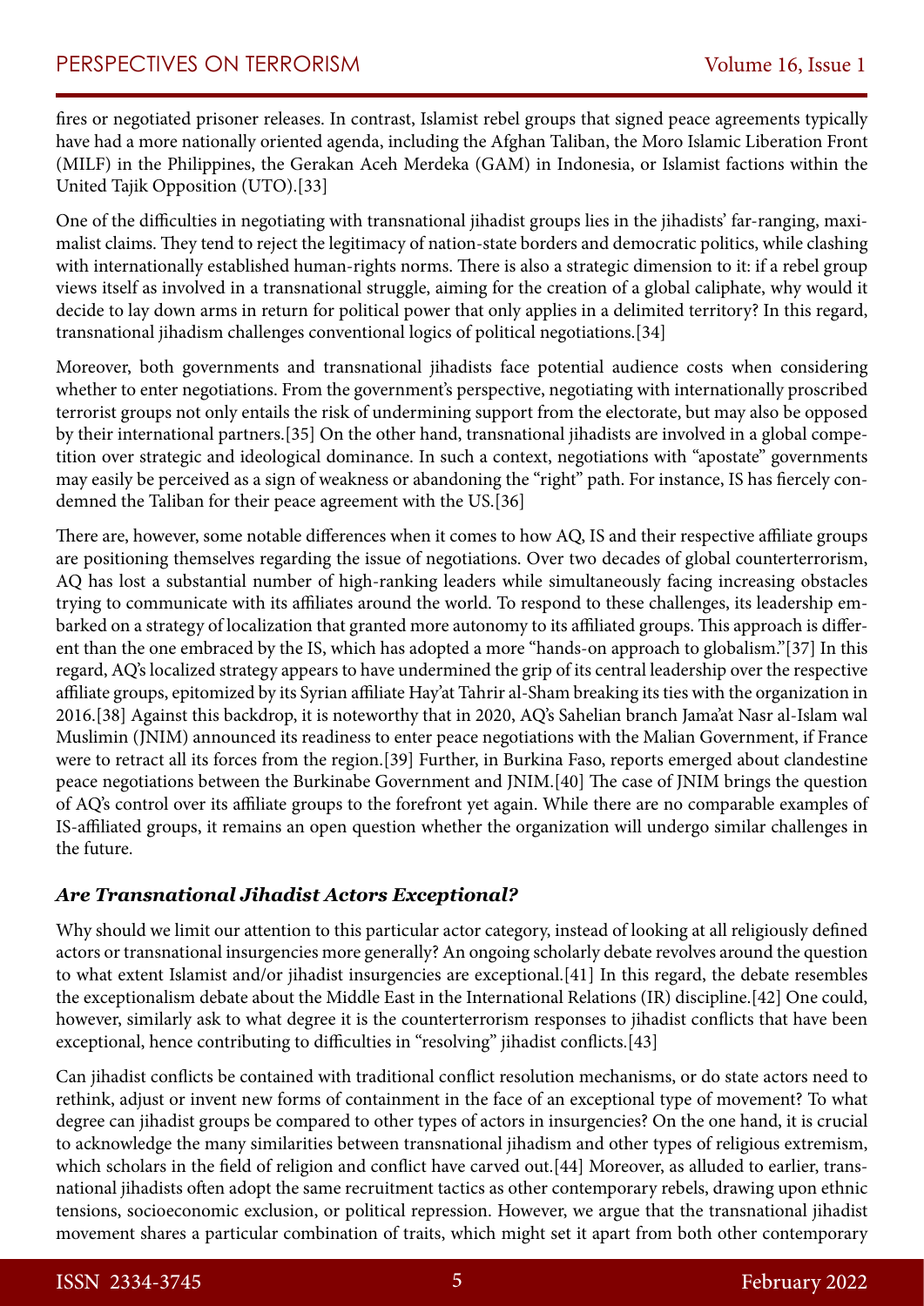fires or negotiated prisoner releases. In contrast, Islamist rebel groups that signed peace agreements typically have had a more nationally oriented agenda, including the Afghan Taliban, the Moro Islamic Liberation Front (MILF) in the Philippines, the Gerakan Aceh Merdeka (GAM) in Indonesia, or Islamist factions within the United Tajik Opposition (UTO).[33]

One of the difficulties in negotiating with transnational jihadist groups lies in the jihadists' far-ranging, maximalist claims. They tend to reject the legitimacy of nation-state borders and democratic politics, while clashing with internationally established human-rights norms. There is also a strategic dimension to it: if a rebel group views itself as involved in a transnational struggle, aiming for the creation of a global caliphate, why would it decide to lay down arms in return for political power that only applies in a delimited territory? In this regard, transnational jihadism challenges conventional logics of political negotiations.[34]

Moreover, both governments and transnational jihadists face potential audience costs when considering whether to enter negotiations. From the government's perspective, negotiating with internationally proscribed terrorist groups not only entails the risk of undermining support from the electorate, but may also be opposed by their international partners.[35] On the other hand, transnational jihadists are involved in a global competition over strategic and ideological dominance. In such a context, negotiations with "apostate" governments may easily be perceived as a sign of weakness or abandoning the "right" path. For instance, IS has fiercely condemned the Taliban for their peace agreement with the US.[36]

There are, however, some notable differences when it comes to how AQ, IS and their respective affiliate groups are positioning themselves regarding the issue of negotiations. Over two decades of global counterterrorism, AQ has lost a substantial number of high-ranking leaders while simultaneously facing increasing obstacles trying to communicate with its affiliates around the world. To respond to these challenges, its leadership embarked on a strategy of localization that granted more autonomy to its affiliated groups. This approach is different than the one embraced by the IS, which has adopted a more "hands-on approach to globalism."[37] In this regard, AQ's localized strategy appears to have undermined the grip of its central leadership over the respective affiliate groups, epitomized by its Syrian affiliate Hay'at Tahrir al-Sham breaking its ties with the organization in 2016.[38] Against this backdrop, it is noteworthy that in 2020, AQ's Sahelian branch Jama'at Nasr al-Islam wal Muslimin (JNIM) announced its readiness to enter peace negotiations with the Malian Government, if France were to retract all its forces from the region.[39] Further, in Burkina Faso, reports emerged about clandestine peace negotiations between the Burkinabe Government and JNIM.[40] The case of JNIM brings the question of AQ's control over its affiliate groups to the forefront yet again. While there are no comparable examples of IS-affiliated groups, it remains an open question whether the organization will undergo similar challenges in the future.

### *Are Transnational Jihadist Actors Exceptional?*

Why should we limit our attention to this particular actor category, instead of looking at all religiously defined actors or transnational insurgencies more generally? An ongoing scholarly debate revolves around the question to what extent Islamist and/or jihadist insurgencies are exceptional.[41] In this regard, the debate resembles the exceptionalism debate about the Middle East in the International Relations (IR) discipline.[42] One could, however, similarly ask to what degree it is the counterterrorism responses to jihadist conflicts that have been exceptional, hence contributing to difficulties in "resolving" jihadist conflicts.[43]

Can jihadist conflicts be contained with traditional conflict resolution mechanisms, or do state actors need to rethink, adjust or invent new forms of containment in the face of an exceptional type of movement? To what degree can jihadist groups be compared to other types of actors in insurgencies? On the one hand, it is crucial to acknowledge the many similarities between transnational jihadism and other types of religious extremism, which scholars in the field of religion and conflict have carved out.[44] Moreover, as alluded to earlier, transnational jihadists often adopt the same recruitment tactics as other contemporary rebels, drawing upon ethnic tensions, socioeconomic exclusion, or political repression. However, we argue that the transnational jihadist movement shares a particular combination of traits, which might set it apart from both other contemporary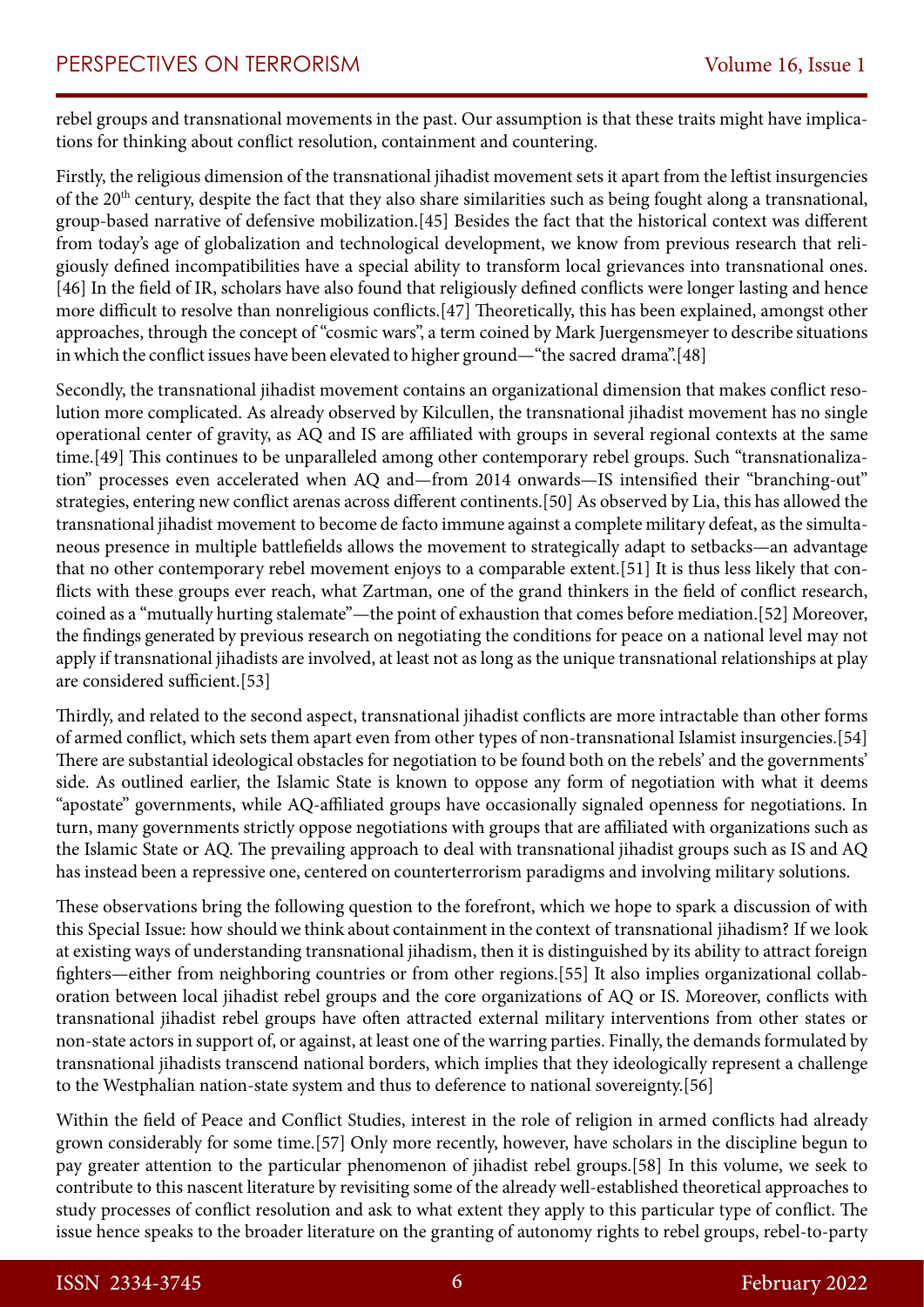rebel groups and transnational movements in the past. Our assumption is that these traits might have implications for thinking about conflict resolution, containment and countering.

Firstly, the religious dimension of the transnational jihadist movement sets it apart from the leftist insurgencies of the 20th century, despite the fact that they also share similarities such as being fought along a transnational, group-based narrative of defensive mobilization.[45] Besides the fact that the historical context was different from today's age of globalization and technological development, we know from previous research that religiously defined incompatibilities have a special ability to transform local grievances into transnational ones.[46] In the field of IR, scholars have also found that religiously defined conflicts were longer lasting and hence more difficult to resolve than nonreligious conflicts.[47] Theoretically, this has been explained, amongst other approaches, through the concept of "cosmic wars", a term coined by Mark Juergensmeyer to describe situations in which the conflict issues have been elevated to higher ground—"the sacred drama".[48]

Secondly, the transnational jihadist movement contains an organizational dimension that makes conflict resolution more complicated. As already observed by Kilcullen, the transnational jihadist movement has no single operational center of gravity, as AQ and IS are affiliated with groups in several regional contexts at the same time.[49] This continues to be unparalleled among other contemporary rebel groups. Such "transnationalization" processes even accelerated when AQ and—from 2014 onwards—IS intensified their "branching-out" strategies, entering new conflict arenas across different continents.[50] As observed by Lia, this has allowed the transnational jihadist movement to become de facto immune against a complete military defeat, as the simultaneous presence in multiple battlefields allows the movement to strategically adapt to setbacks—an advantage that no other contemporary rebel movement enjoys to a comparable extent.[51] It is thus less likely that conflicts with these groups ever reach, what Zartman, one of the grand thinkers in the field of conflict research, coined as a "mutually hurting stalemate"—the point of exhaustion that comes before mediation.[52] Moreover, the findings generated by previous research on negotiating the conditions for peace on a national level may not apply if transnational jihadists are involved, at least not as long as the unique transnational relationships at play are considered sufficient.[53]

Thirdly, and related to the second aspect, transnational jihadist conflicts are more intractable than other forms of armed conflict, which sets them apart even from other types of non-transnational Islamist insurgencies.[54] There are substantial ideological obstacles for negotiation to be found both on the rebels' and the governments' side. As outlined earlier, the Islamic State is known to oppose any form of negotiation with what it deems "apostate" governments, while AQ-affiliated groups have occasionally signaled openness for negotiations. In turn, many governments strictly oppose negotiations with groups that are affiliated with organizations such as the Islamic State or AQ. The prevailing approach to deal with transnational jihadist groups such as IS and AQ has instead been a repressive one, centered on counterterrorism paradigms and involving military solutions.

These observations bring the following question to the forefront, which we hope to spark a discussion of with this Special Issue: how should we think about containment in the context of transnational jihadism? If we look at existing ways of understanding transnational jihadism, then it is distinguished by its ability to attract foreign fighters—either from neighboring countries or from other regions.[55] It also implies organizational collaboration between local jihadist rebel groups and the core organizations of AQ or IS. Moreover, conflicts with transnational jihadist rebel groups have often attracted external military interventions from other states or non-state actors in support of, or against, at least one of the warring parties. Finally, the demands formulated by transnational jihadists transcend national borders, which implies that they ideologically represent a challenge to the Westphalian nation-state system and thus to deference to national sovereignty.[56]

Within the field of Peace and Conflict Studies, interest in the role of religion in armed conflicts had already grown considerably for some time.[57] Only more recently, however, have scholars in the discipline begun to pay greater attention to the particular phenomenon of jihadist rebel groups.[58] In this volume, we seek to contribute to this nascent literature by revisiting some of the already well-established theoretical approaches to study processes of conflict resolution and ask to what extent they apply to this particular type of conflict. The issue hence speaks to the broader literature on the granting of autonomy rights to rebel groups, rebel-to-party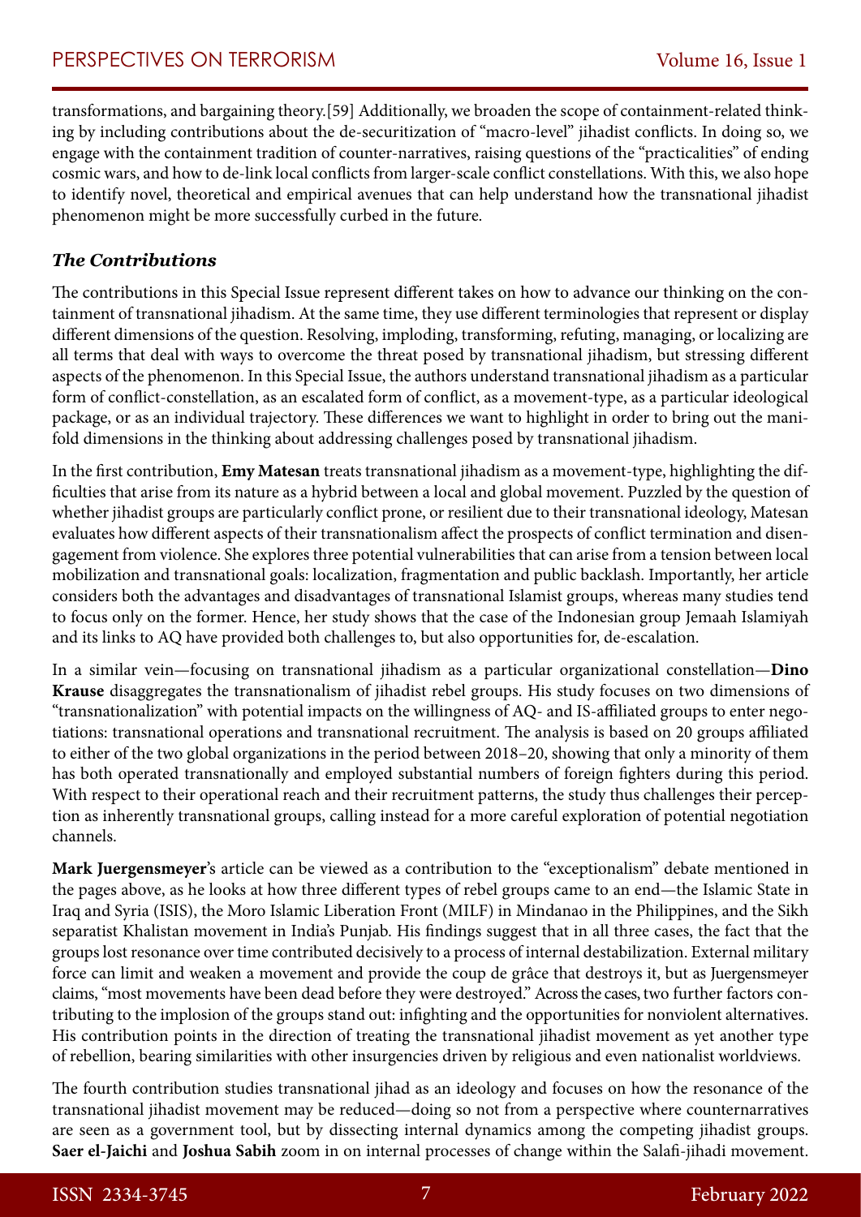transformations, and bargaining theory.[59] Additionally, we broaden the scope of containment-related thinking by including contributions about the de-securitization of "macro-level" jihadist conflicts. In doing so, we engage with the containment tradition of counter-narratives, raising questions of the "practicalities" of ending cosmic wars, and how to de-link local conflicts from larger-scale conflict constellations. With this, we also hope to identify novel, theoretical and empirical avenues that can help understand how the transnational jihadist phenomenon might be more successfully curbed in the future.

### ***The Contributions***

The contributions in this Special Issue represent different takes on how to advance our thinking on the containment of transnational jihadism. At the same time, they use different terminologies that represent or display different dimensions of the question. Resolving, imploding, transforming, refuting, managing, or localizing are all terms that deal with ways to overcome the threat posed by transnational jihadism, but stressing different aspects of the phenomenon. In this Special Issue, the authors understand transnational jihadism as a particular form of conflict-constellation, as an escalated form of conflict, as a movement-type, as a particular ideological package, or as an individual trajectory. These differences we want to highlight in order to bring out the manifold dimensions in the thinking about addressing challenges posed by transnational jihadism.

In the first contribution, **Emy Matesan** treats transnational jihadism as a movement-type, highlighting the difficulties that arise from its nature as a hybrid between a local and global movement. Puzzled by the question of whether jihadist groups are particularly conflict prone, or resilient due to their transnational ideology, Matesan evaluates how different aspects of their transnationalism affect the prospects of conflict termination and disengagement from violence. She explores three potential vulnerabilities that can arise from a tension between local mobilization and transnational goals: localization, fragmentation and public backlash. Importantly, her article considers both the advantages and disadvantages of transnational Islamist groups, whereas many studies tend to focus only on the former. Hence, her study shows that the case of the Indonesian group Jemaah Islamiyah and its links to AQ have provided both challenges to, but also opportunities for, de-escalation.

In a similar vein—focusing on transnational jihadism as a particular organizational constellation—**Dino Krause** disaggregates the transnationalism of jihadist rebel groups. His study focuses on two dimensions of "transnationalization" with potential impacts on the willingness of AQ- and IS-affiliated groups to enter negotiations: transnational operations and transnational recruitment. The analysis is based on 20 groups affiliated to either of the two global organizations in the period between 2018–20, showing that only a minority of them has both operated transnationally and employed substantial numbers of foreign fighters during this period. With respect to their operational reach and their recruitment patterns, the study thus challenges their perception as inherently transnational groups, calling instead for a more careful exploration of potential negotiation channels.

**Mark Juergensmeyer**'s article can be viewed as a contribution to the "exceptionalism" debate mentioned in the pages above, as he looks at how three different types of rebel groups came to an end—the Islamic State in Iraq and Syria (ISIS), the Moro Islamic Liberation Front (MILF) in Mindanao in the Philippines, and the Sikh separatist Khalistan movement in India's Punjab. His findings suggest that in all three cases, the fact that the groups lost resonance over time contributed decisively to a process of internal destabilization. External military force can limit and weaken a movement and provide the coup de grâce that destroys it, but as Juergensmeyer claims, "most movements have been dead before they were destroyed." Across the cases, two further factors contributing to the implosion of the groups stand out: infighting and the opportunities for nonviolent alternatives. His contribution points in the direction of treating the transnational jihadist movement as yet another type of rebellion, bearing similarities with other insurgencies driven by religious and even nationalist worldviews.

The fourth contribution studies transnational jihad as an ideology and focuses on how the resonance of the transnational jihadist movement may be reduced—doing so not from a perspective where counternarratives are seen as a government tool, but by dissecting internal dynamics among the competing jihadist groups. **Saer el-Jaichi** and **Joshua Sabih** zoom in on internal processes of change within the Salafi-jihadi movement.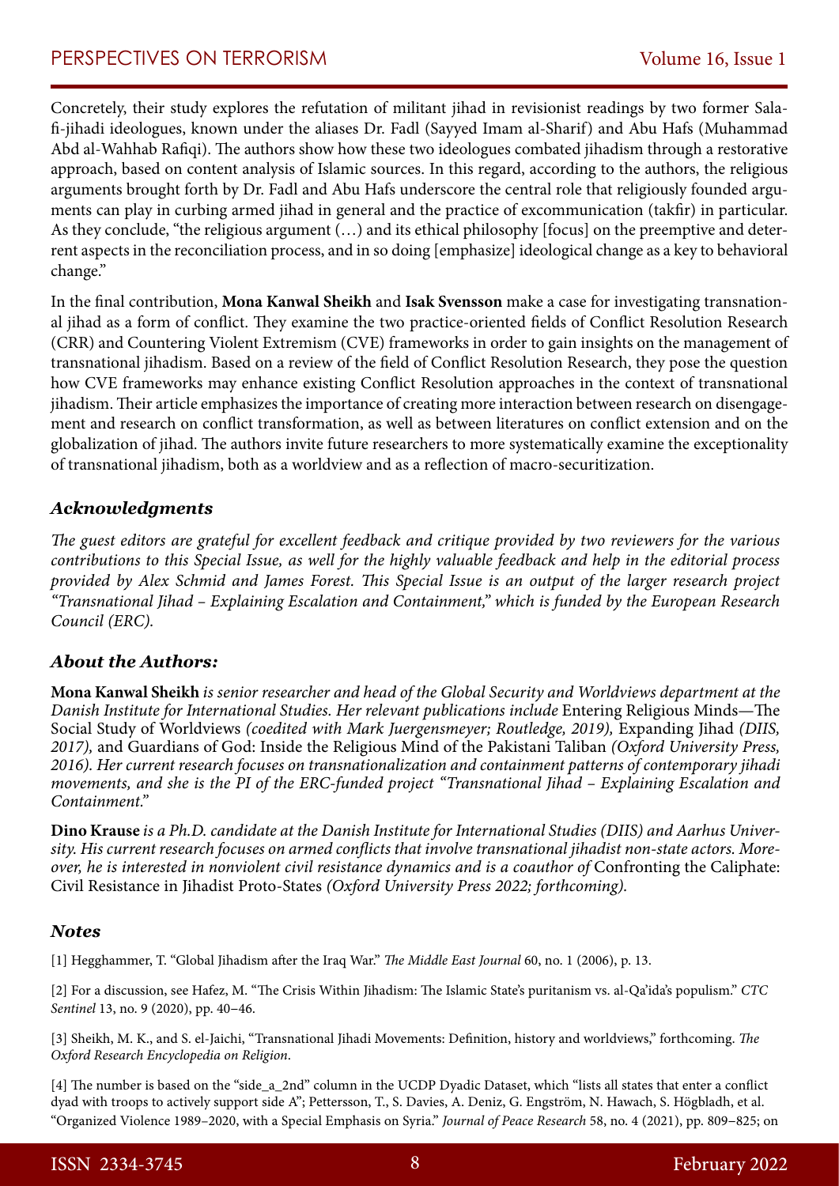Concretely, their study explores the refutation of militant jihad in revisionist readings by two former Salafi-jihadi ideologues, known under the aliases Dr. Fadl (Sayyed Imam al-Sharif) and Abu Hafs (Muhammad Abd al-Wahhab Rafiqi). The authors show how these two ideologues combated jihadism through a restorative approach, based on content analysis of Islamic sources. In this regard, according to the authors, the religious arguments brought forth by Dr. Fadl and Abu Hafs underscore the central role that religiously founded arguments can play in curbing armed jihad in general and the practice of excommunication (takfir) in particular. As they conclude, "the religious argument (…) and its ethical philosophy [focus] on the preemptive and deterrent aspects in the reconciliation process, and in so doing [emphasize] ideological change as a key to behavioral change."

In the final contribution, **Mona Kanwal Sheikh** and **Isak Svensson** make a case for investigating transnational jihad as a form of conflict. They examine the two practice-oriented fields of Conflict Resolution Research (CRR) and Countering Violent Extremism (CVE) frameworks in order to gain insights on the management of transnational jihadism. Based on a review of the field of Conflict Resolution Research, they pose the question how CVE frameworks may enhance existing Conflict Resolution approaches in the context of transnational jihadism. Their article emphasizes the importance of creating more interaction between research on disengagement and research on conflict transformation, as well as between literatures on conflict extension and on the globalization of jihad. The authors invite future researchers to more systematically examine the exceptionality of transnational jihadism, both as a worldview and as a reflection of macro-securitization.

### *Acknowledgments*

*The guest editors are grateful for excellent feedback and critique provided by two reviewers for the various contributions to this Special Issue, as well for the highly valuable feedback and help in the editorial process provided by Alex Schmid and James Forest. This Special Issue is an output of the larger research project "Transnational Jihad – Explaining Escalation and Containment," which is funded by the European Research Council (ERC).*

### *About the Authors:*

**Mona Kanwal Sheikh** *is senior researcher and head of the Global Security and Worldviews department at the Danish Institute for International Studies. Her relevant publications include* Entering Religious Minds—The Social Study of Worldviews *(coedited with Mark Juergensmeyer; Routledge, 2019),* Expanding Jihad *(DIIS, 2017),* and Guardians of God: Inside the Religious Mind of the Pakistani Taliban *(Oxford University Press, 2016). Her current research focuses on transnationalization and containment patterns of contemporary jihadi movements, and she is the PI of the ERC-funded project "Transnational Jihad – Explaining Escalation and Containment."*

**Dino Krause** *is a Ph.D. candidate at the Danish Institute for International Studies (DIIS) and Aarhus University. His current research focuses on armed conflicts that involve transnational jihadist non-state actors. Moreover, he is interested in nonviolent civil resistance dynamics and is a coauthor of* Confronting the Caliphate: Civil Resistance in Jihadist Proto-States *(Oxford University Press 2022; forthcoming).*

### *Notes*

[1] Hegghammer, T. "Global Jihadism after the Iraq War." *The Middle East Journal* 60, no. 1 (2006), p. 13.

[2] For a discussion, see Hafez, M. "The Crisis Within Jihadism: The Islamic State's puritanism vs. al-Qa'ida's populism." *CTC Sentinel* 13, no. 9 (2020), pp. 40–46.

[3] Sheikh, M. K., and S. el-Jaichi, "Transnational Jihadi Movements: Definition, history and worldviews," forthcoming. *The Oxford Research Encyclopedia on Religion*.

[4] The number is based on the "side_a_2nd" column in the UCDP Dyadic Dataset, which "lists all states that enter a conflict dyad with troops to actively support side A"; Pettersson, T., S. Davies, A. Deniz, G. Engström, N. Hawach, S. Högbladh, et al. "Organized Violence 1989–2020, with a Special Emphasis on Syria." *Journal of Peace Research* 58, no. 4 (2021), pp. 809–825; on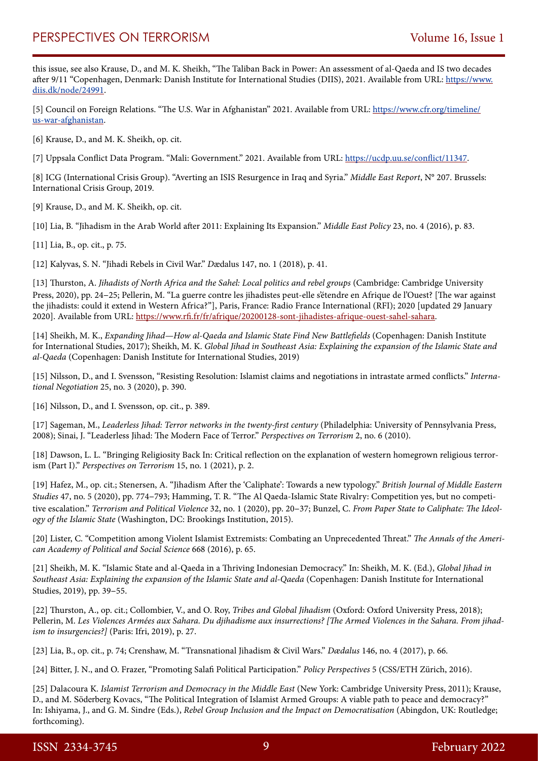this issue, see also Krause, D., and M. K. Sheikh, "The Taliban Back in Power: An assessment of al-Qaeda and IS two decades after 9/11 "Copenhagen, Denmark: Danish Institute for International Studies (DIIS), 2021. Available from URL: [https://www.diis.dk/node/24991](https://www.diis.dk/node/24991).

[5] Council on Foreign Relations. "The U.S. War in Afghanistan" 2021. Available from URL: [https://www.cfr.org/timeline/us-war-afghanistan](https://www.cfr.org/timeline/us-war-afghanistan).

[6] Krause, D., and M. K. Sheikh, op. cit.

[7] Uppsala Conflict Data Program. "Mali: Government." 2021. Available from URL: [https://ucdp.uu.se/conflict/11347](https://ucdp.uu.se/conflict/11347).

[8] ICG (International Crisis Group). "Averting an ISIS Resurgence in Iraq and Syria." *Middle East Report*, N° 207. Brussels: International Crisis Group, 2019.

[9] Krause, D., and M. K. Sheikh, op. cit.

[10] Lia, B. "Jihadism in the Arab World after 2011: Explaining Its Expansion." *Middle East Policy* 23, no. 4 (2016), p. 83.

[11] Lia, B., op. cit., p. 75.

[12] Kalyvas, S. N. "Jihadi Rebels in Civil War." *Dædalus* 147, no. 1 (2018), p. 41.

[13] Thurston, A. *Jihadists of North Africa and the Sahel: Local politics and rebel groups* (Cambridge: Cambridge University Press, 2020), pp. 24–25; Pellerin, M. "La guerre contre les jihadistes peut-elle s'étendre en Afrique de l'Ouest? [The war against the jihadists: could it extend in Western Africa?"], Paris, France: Radio France International (RFI); 2020 [updated 29 January 2020]. Available from URL: [https://www.rfi.fr/fr/afrique/20200128-sont-jihadistes-afrique-ouest-sahel-sahara](https://www.rfi.fr/fr/afrique/20200128-sont-jihadistes-afrique-ouest-sahel-sahara).

[14] Sheikh, M. K., *Expanding Jihad—How al-Qaeda and Islamic State Find New Battlefields* (Copenhagen: Danish Institute for International Studies, 2017); Sheikh, M. K. *Global Jihad in Southeast Asia: Explaining the expansion of the Islamic State and al-Qaeda* (Copenhagen: Danish Institute for International Studies, 2019)

[15] Nilsson, D., and I. Svensson, "Resisting Resolution: Islamist claims and negotiations in intrastate armed conflicts." *International Negotiation* 25, no. 3 (2020), p. 390.

[16] Nilsson, D., and I. Svensson, op. cit., p. 389.

[17] Sageman, M., *Leaderless Jihad: Terror networks in the twenty-first century* (Philadelphia: University of Pennsylvania Press, 2008); Sinai, J. "Leaderless Jihad: The Modern Face of Terror." *Perspectives on Terrorism* 2, no. 6 (2010).

[18] Dawson, L. L. "Bringing Religiosity Back In: Critical reflection on the explanation of western homegrown religious terrorism (Part I)." *Perspectives on Terrorism* 15, no. 1 (2021), p. 2.

[19] Hafez, M., op. cit.; Stenersen, A. "Jihadism After the 'Caliphate': Towards a new typology." *British Journal of Middle Eastern Studies* 47, no. 5 (2020), pp. 774–793; Hamming, T. R. "The Al Qaeda-Islamic State Rivalry: Competition yes, but no competitive escalation." *Terrorism and Political Violence* 32, no. 1 (2020), pp. 20–37; Bunzel, C. *From Paper State to Caliphate: The Ideology of the Islamic State* (Washington, DC: Brookings Institution, 2015).

[20] Lister, C. "Competition among Violent Islamist Extremists: Combating an Unprecedented Threat." *The Annals of the American Academy of Political and Social Science* 668 (2016), p. 65.

[21] Sheikh, M. K. "Islamic State and al-Qaeda in a Thriving Indonesian Democracy." In: Sheikh, M. K. (Ed.), *Global Jihad in Southeast Asia: Explaining the expansion of the Islamic State and al-Qaeda* (Copenhagen: Danish Institute for International Studies, 2019), pp. 39–55.

[22] Thurston, A., op. cit.; Collombier, V., and O. Roy, *Tribes and Global Jihadism* (Oxford: Oxford University Press, 2018); Pellerin, M. *Les Violences Armées aux Sahara. Du djihadisme aux insurrections? [The Armed Violences in the Sahara. From jihadism to insurgencies?]* (Paris: Ifri, 2019), p. 27.

[23] Lia, B., op. cit., p. 74; Crenshaw, M. "Transnational Jihadism & Civil Wars." *Dædalus* 146, no. 4 (2017), p. 66.

[24] Bitter, J. N., and O. Frazer, "Promoting Salafi Political Participation." *Policy Perspectives* 5 (CSS/ETH Zürich, 2016).

[25] Dalacoura K. *Islamist Terrorism and Democracy in the Middle East* (New York: Cambridge University Press, 2011); Krause, D., and M. Söderberg Kovacs, "The Political Integration of Islamist Armed Groups: A viable path to peace and democracy?" In: Ishiyama, J., and G. M. Sindre (Eds.), *Rebel Group Inclusion and the Impact on Democratisation* (Abingdon, UK: Routledge; forthcoming).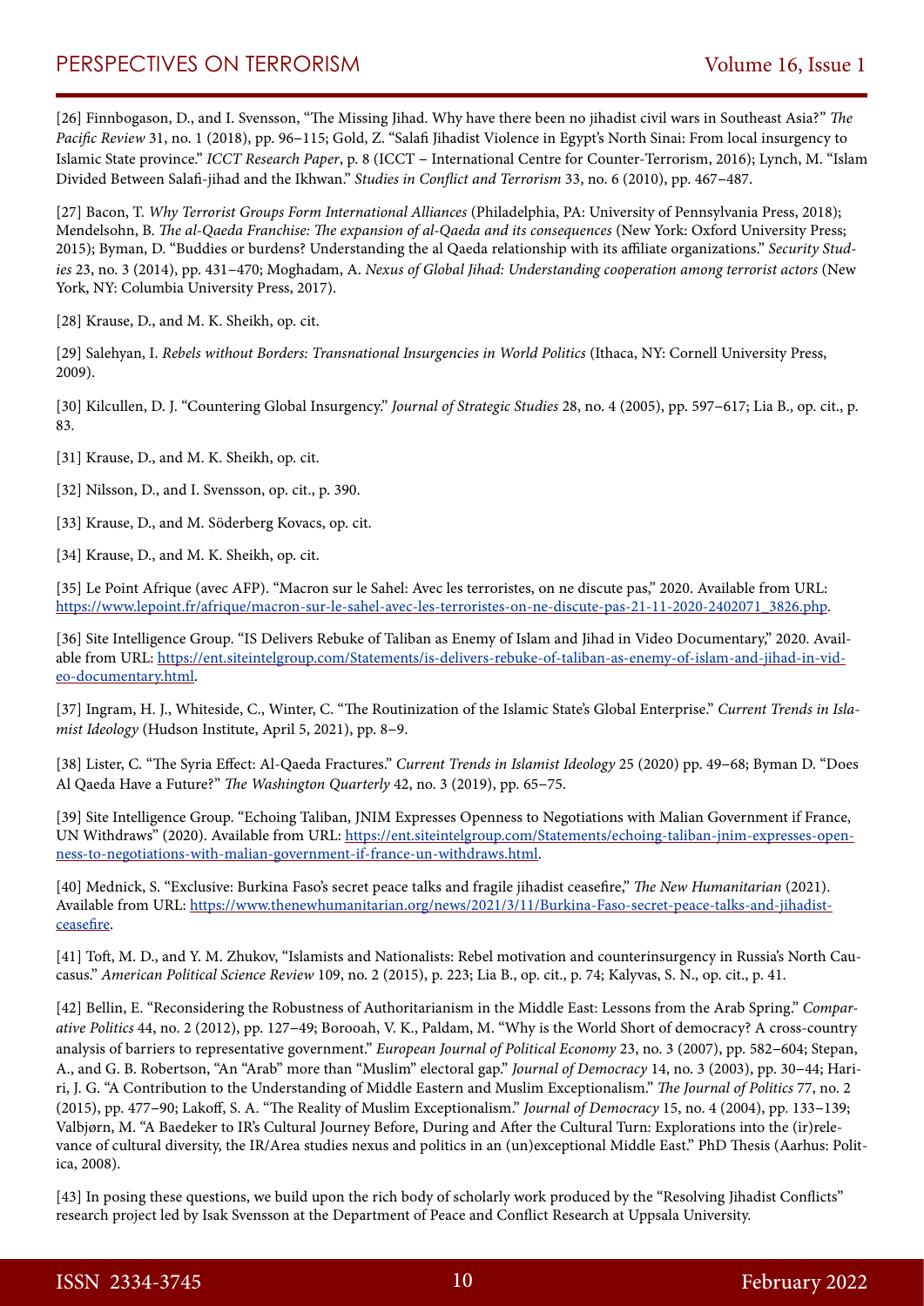[26] Finnbogason, D., and I. Svensson, "The Missing Jihad. Why have there been no jihadist civil wars in Southeast Asia?" *The Pacific Review* 31, no. 1 (2018), pp. 96–115; Gold, Z. "Salafi Jihadist Violence in Egypt's North Sinai: From local insurgency to Islamic State province." *ICCT Research Paper*, p. 8 (ICCT – International Centre for Counter-Terrorism, 2016); Lynch, M. "Islam Divided Between Salafi-jihad and the Ikhwan." *Studies in Conflict and Terrorism* 33, no. 6 (2010), pp. 467–487.

[27] Bacon, T. *Why Terrorist Groups Form International Alliances* (Philadelphia, PA: University of Pennsylvania Press, 2018); Mendelsohn, B. *The al-Qaeda Franchise: The expansion of al-Qaeda and its consequences* (New York: Oxford University Press; 2015); Byman, D. "Buddies or burdens? Understanding the al Qaeda relationship with its affiliate organizations." *Security Studies* 23, no. 3 (2014), pp. 431–470; Moghadam, A. *Nexus of Global Jihad: Understanding cooperation among terrorist actors* (New York, NY: Columbia University Press, 2017).

[28] Krause, D., and M. K. Sheikh, op. cit.

[29] Salehyan, I. *Rebels without Borders: Transnational Insurgencies in World Politics* (Ithaca, NY: Cornell University Press, 2009).

[30] Kilcullen, D. J. "Countering Global Insurgency." *Journal of Strategic Studies* 28, no. 4 (2005), pp. 597–617; Lia B., op. cit., p. 83.

[31] Krause, D., and M. K. Sheikh, op. cit.

[32] Nilsson, D., and I. Svensson, op. cit., p. 390.

[33] Krause, D., and M. Söderberg Kovacs, op. cit.

[34] Krause, D., and M. K. Sheikh, op. cit.

[35] Le Point Afrique (avec AFP). "Macron sur le Sahel: Avec les terroristes, on ne discute pas," 2020. Available from URL: https://www.lepoint.fr/afrique/macron-sur-le-sahel-avec-les-terroristes-on-ne-discute-pas-21-11-2020-2402071_3826.php.

[36] Site Intelligence Group. "IS Delivers Rebuke of Taliban as Enemy of Islam and Jihad in Video Documentary," 2020. Available from URL: https://ent.siteintelgroup.com/Statements/is-delivers-rebuke-of-taliban-as-enemy-of-islam-and-jihad-in-video-documentary.html.

[37] Ingram, H. J., Whiteside, C., Winter, C. "The Routinization of the Islamic State's Global Enterprise." *Current Trends in Islamist Ideology* (Hudson Institute, April 5, 2021), pp. 8–9.

[38] Lister, C. "The Syria Effect: Al-Qaeda Fractures." *Current Trends in Islamist Ideology* 25 (2020) pp. 49–68; Byman D. "Does Al Qaeda Have a Future?" *The Washington Quarterly* 42, no. 3 (2019), pp. 65–75.

[39] Site Intelligence Group. "Echoing Taliban, JNIM Expresses Openness to Negotiations with Malian Government if France, UN Withdraws" (2020). Available from URL: https://ent.siteintelgroup.com/Statements/echoing-taliban-jnim-expresses-openness-to-negotiations-with-malian-government-if-france-un-withdraws.html.

[40] Mednick, S. "Exclusive: Burkina Faso's secret peace talks and fragile jihadist ceasefire," *The New Humanitarian* (2021). Available from URL: https://www.thenewhumanitarian.org/news/2021/3/11/Burkina-Faso-secret-peace-talks-and-jihadist-ceasefire.

[41] Toft, M. D., and Y. M. Zhukov, "Islamists and Nationalists: Rebel motivation and counterinsurgency in Russia's North Caucasus." *American Political Science Review* 109, no. 2 (2015), p. 223; Lia B., op. cit., p. 74; Kalyvas, S. N., op. cit., p. 41.

[42] Bellin, E. "Reconsidering the Robustness of Authoritarianism in the Middle East: Lessons from the Arab Spring." *Comparative Politics* 44, no. 2 (2012), pp. 127–49; Borooah, V. K., Paldam, M. "Why is the World Short of democracy? A cross-country analysis of barriers to representative government." *European Journal of Political Economy* 23, no. 3 (2007), pp. 582–604; Stepan, A., and G. B. Robertson, "An "Arab" more than "Muslim" electoral gap." *Journal of Democracy* 14, no. 3 (2003), pp. 30–44; Hariri, J. G. "A Contribution to the Understanding of Middle Eastern and Muslim Exceptionalism." *The Journal of Politics* 77, no. 2 (2015), pp. 477–90; Lakoff, S. A. "The Reality of Muslim Exceptionalism." *Journal of Democracy* 15, no. 4 (2004), pp. 133–139; Valbjørn, M. "A Baedeker to IR's Cultural Journey Before, During and After the Cultural Turn: Explorations into the (ir)relevance of cultural diversity, the IR/Area studies nexus and politics in an (un)exceptional Middle East." PhD Thesis (Aarhus: Politica, 2008).

[43] In posing these questions, we build upon the rich body of scholarly work produced by the "Resolving Jihadist Conflicts" research project led by Isak Svensson at the Department of Peace and Conflict Research at Uppsala University.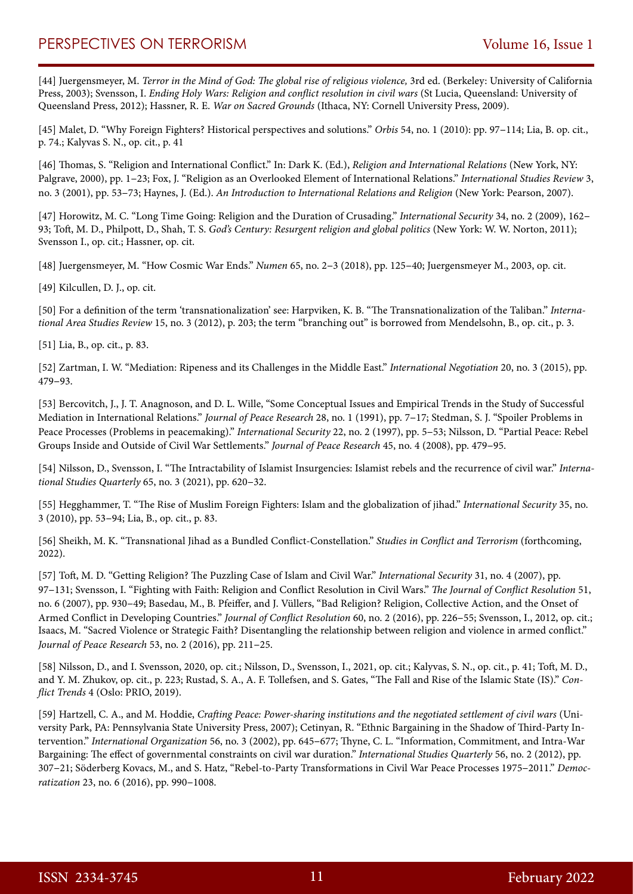[44] Juergensmeyer, M. *Terror in the Mind of God: The global rise of religious violence,* 3rd ed. (Berkeley: University of California Press, 2003); Svensson, I. *Ending Holy Wars: Religion and conflict resolution in civil wars* (St Lucia, Queensland: University of Queensland Press, 2012); Hassner, R. E. *War on Sacred Grounds* (Ithaca, NY: Cornell University Press, 2009).

[45] Malet, D. "Why Foreign Fighters? Historical perspectives and solutions." *Orbis* 54, no. 1 (2010): pp. 97–114; Lia, B. op. cit., p. 74.; Kalyvas S. N., op. cit., p. 41

[46] Thomas, S. "Religion and International Conflict." In: Dark K. (Ed.), *Religion and International Relations* (New York, NY: Palgrave, 2000), pp. 1–23; Fox, J. "Religion as an Overlooked Element of International Relations." *International Studies Review* 3, no. 3 (2001), pp. 53–73; Haynes, J. (Ed.). *An Introduction to International Relations and Religion* (New York: Pearson, 2007).

[47] Horowitz, M. C. "Long Time Going: Religion and the Duration of Crusading." *International Security* 34, no. 2 (2009), 162–93; Toft, M. D., Philpott, D., Shah, T. S. *God's Century: Resurgent religion and global politics* (New York: W. W. Norton, 2011); Svensson I., op. cit.; Hassner, op. cit.

[48] Juergensmeyer, M. "How Cosmic War Ends." *Numen* 65, no. 2–3 (2018), pp. 125–40; Juergensmeyer M., 2003, op. cit.

[49] Kilcullen, D. J., op. cit.

[50] For a definition of the term 'transnationalization' see: Harpviken, K. B. "The Transnationalization of the Taliban." *International Area Studies Review* 15, no. 3 (2012), p. 203; the term "branching out" is borrowed from Mendelsohn, B., op. cit., p. 3.

[51] Lia, B., op. cit., p. 83.

[52] Zartman, I. W. "Mediation: Ripeness and its Challenges in the Middle East." *International Negotiation* 20, no. 3 (2015), pp. 479–93.

[53] Bercovitch, J., J. T. Anagnoson, and D. L. Wille, "Some Conceptual Issues and Empirical Trends in the Study of Successful Mediation in International Relations." *Journal of Peace Research* 28, no. 1 (1991), pp. 7–17; Stedman, S. J. "Spoiler Problems in Peace Processes (Problems in peacemaking)." *International Security* 22, no. 2 (1997), pp. 5–53; Nilsson, D. "Partial Peace: Rebel Groups Inside and Outside of Civil War Settlements." *Journal of Peace Research* 45, no. 4 (2008), pp. 479–95.

[54] Nilsson, D., Svensson, I. "The Intractability of Islamist Insurgencies: Islamist rebels and the recurrence of civil war." *International Studies Quarterly* 65, no. 3 (2021), pp. 620–32.

[55] Hegghammer, T. "The Rise of Muslim Foreign Fighters: Islam and the globalization of jihad." *International Security* 35, no. 3 (2010), pp. 53–94; Lia, B., op. cit., p. 83.

[56] Sheikh, M. K. "Transnational Jihad as a Bundled Conflict-Constellation." *Studies in Conflict and Terrorism* (forthcoming, 2022).

[57] Toft, M. D. "Getting Religion? The Puzzling Case of Islam and Civil War." *International Security* 31, no. 4 (2007), pp. 97–131; Svensson, I. "Fighting with Faith: Religion and Conflict Resolution in Civil Wars." *The Journal of Conflict Resolution* 51, no. 6 (2007), pp. 930–49; Basedau, M., B. Pfeiffer, and J. Vüllers, "Bad Religion? Religion, Collective Action, and the Onset of Armed Conflict in Developing Countries." *Journal of Conflict Resolution* 60, no. 2 (2016), pp. 226–55; Svensson, I., 2012, op. cit.; Isaacs, M. "Sacred Violence or Strategic Faith? Disentangling the relationship between religion and violence in armed conflict." *Journal of Peace Research* 53, no. 2 (2016), pp. 211–25.

[58] Nilsson, D., and I. Svensson, 2020, op. cit.; Nilsson, D., Svensson, I., 2021, op. cit.; Kalyvas, S. N., op. cit., p. 41; Toft, M. D., and Y. M. Zhukov, op. cit., p. 223; Rustad, S. A., A. F. Tollefsen, and S. Gates, "The Fall and Rise of the Islamic State (IS)." *Conflict Trends* 4 (Oslo: PRIO, 2019).

[59] Hartzell, C. A., and M. Hoddie, *Crafting Peace: Power-sharing institutions and the negotiated settlement of civil wars* (University Park, PA: Pennsylvania State University Press, 2007); Cetinyan, R. "Ethnic Bargaining in the Shadow of Third-Party Intervention." *International Organization* 56, no. 3 (2002), pp. 645–677; Thyne, C. L. "Information, Commitment, and Intra-War Bargaining: The effect of governmental constraints on civil war duration." *International Studies Quarterly* 56, no. 2 (2012), pp. 307–21; Söderberg Kovacs, M., and S. Hatz, "Rebel-to-Party Transformations in Civil War Peace Processes 1975–2011." *Democratization* 23, no. 6 (2016), pp. 990–1008.